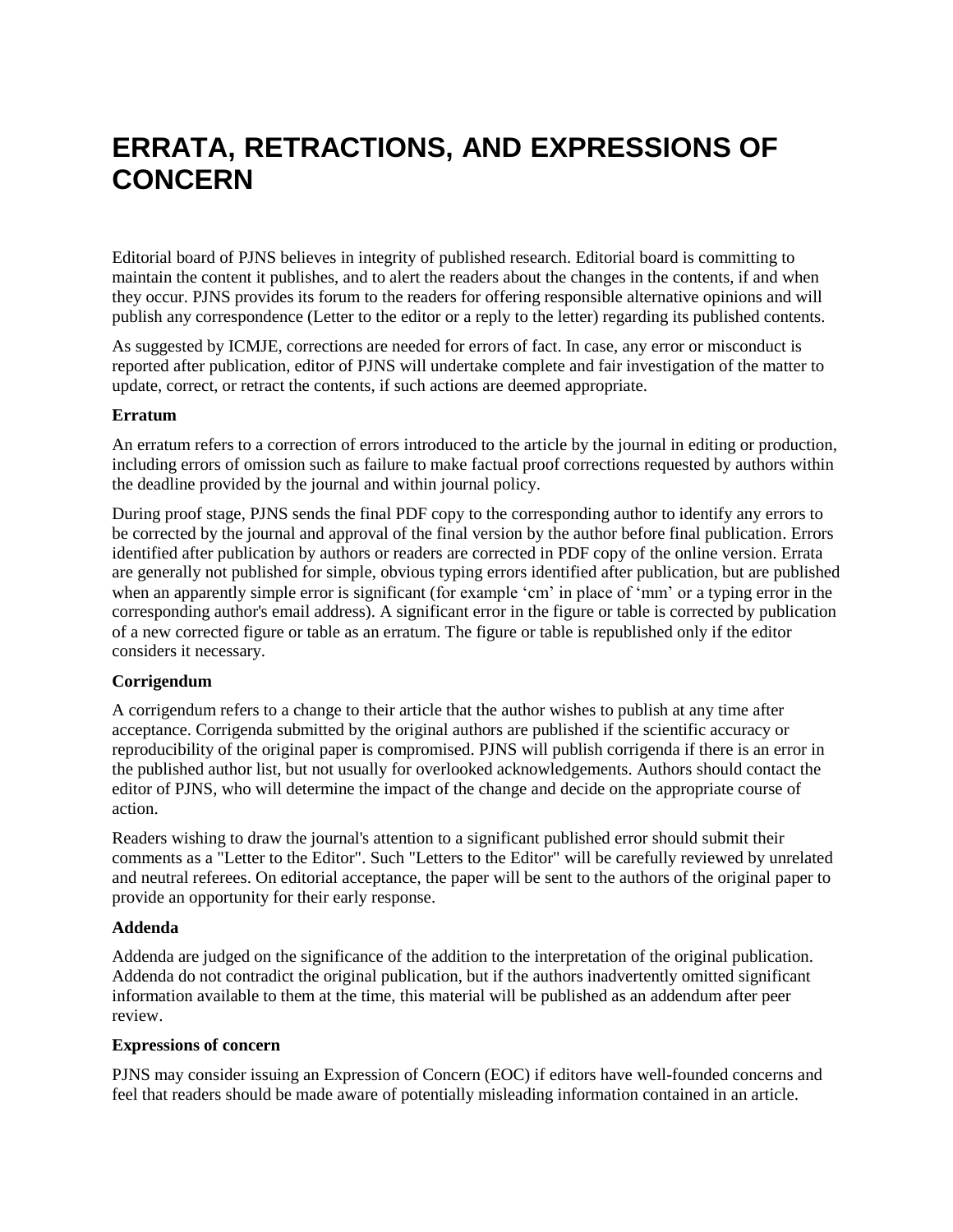# ERRATA, RETRACTIONS, AND EXPRESSIONS OF CONCERN

Editorial board of PJNS believes in integrity of published research. Editorial board is committing to maintain the content it publishes, and to alert the readers about the changes in the contents, if and when they occur. PJNS provides its forum to the readers for offering responsible alternative opinions and will publish any correspondence (Letter to the editor or a reply to the letter) regarding its published contents.

As suggested by ICMJE, corrections are needed for errors of fact. In case, any error or misconduct is reported after publication, editor of PJNS will undertake complete and fair investigation of the matter to update, correct, or retract the contents, if such actions are deemed appropriate.

**Erratum**

An erratum refers to a correction of errors introduced to the article by the journal in editing or production, including errors of omission such as failure to make factual proof corrections requested by authors within the deadline provided by the journal and within journal policy.

During proof stage, PJNS sends the final PDF copy to the corresponding author to identify any errors to be corrected by the journal and approval of the final version by the author before final publication. Errors identified after publication by authors or readers are corrected in PDF copy of the online version. Errata are generally not published for simple, obvious typing errors identified after publication, but are published when an apparently simple error is significant (for example 'cm' in place of 'mm' or a typing error in the corresponding author's email address). A significant error in the figure or table is corrected by publication of a new corrected figure or table as an erratum. The figure or table is republished only if the editor considers it necessary.

**Corrigendum**

A corrigendum refers to a change to their article that the author wishes to publish at any time after acceptance. Corrigenda submitted by the original authors are published if the scientific accuracy or reproducibility of the original paper is compromised. PJNS will publish corrigenda if there is an error in the published author list, but not usually for overlooked acknowledgements. Authors should contact the editor of PJNS, who will determine the impact of the change and decide on the appropriate course of action.

Readers wishing to draw the journal's attention to a significant published error should submit their comments as a "Letter to the Editor". Such "Letters to the Editor" will be carefully reviewed by unrelated and neutral referees. On editorial acceptance, the paper will be sent to the authors of the original paper to provide an opportunity for their early response.

**Addenda**

Addenda are judged on the significance of the addition to the interpretation of the original publication. Addenda do not contradict the original publication, but if the authors inadvertently omitted significant information available to them at the time, this material will be published as an addendum after peer review.

**Expressions of concern**

PJNS may consider issuing an Expression of Concern (EOC) if editors have well-founded concerns and feel that readers should be made aware of potentially misleading information contained in an article.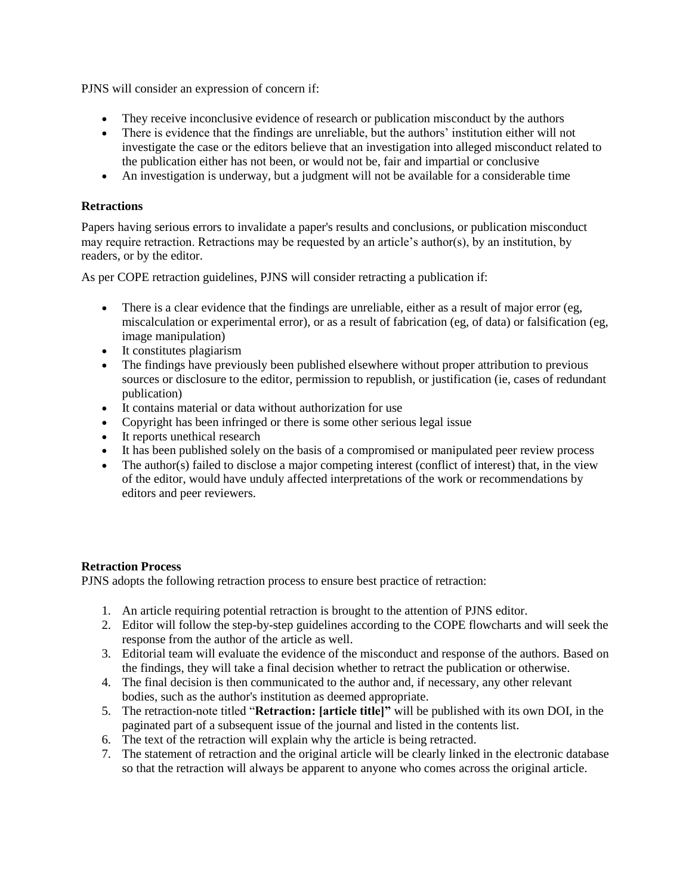PJNS will consider an expression of concern if:

- They receive inconclusive evidence of research or publication misconduct by the authors
- There is evidence that the findings are unreliable, but the authors' institution either will not investigate the case or the editors believe that an investigation into alleged misconduct related to the publication either has not been, or would not be, fair and impartial or conclusive
- An investigation is underway, but a judgment will not be available for a considerable time

### Retractions

Papers having serious errors to invalidate a paper's results and conclusions, or publication misconduct may require retraction. Retractions may be requested by an article's author(s), by an institution, by readers, or by the editor.

As per COPE retraction guidelines, PJNS will consider retracting a publication if:

- There is a clear evidence that the findings are unreliable, either as a result of major error (eg, miscalculation or experimental error), or as a result of fabrication (eg, of data) or falsification (eg, image manipulation)
- It constitutes plagiarism
- The findings have previously been published elsewhere without proper attribution to previous sources or disclosure to the editor, permission to republish, or justification (ie, cases of redundant publication)
- It contains material or data without authorization for use
- Copyright has been infringed or there is some other serious legal issue
- It reports unethical research
- It has been published solely on the basis of a compromised or manipulated peer review process
- The author(s) failed to disclose a major competing interest (conflict of interest) that, in the view of the editor, would have unduly affected interpretations of the work or recommendations by editors and peer reviewers.

### Retraction Process

PJNS adopts the following retraction process to ensure best practice of retraction:

1. An article requiring potential retraction is brought to the attention of PJNS editor.
2. Editor will follow the step-by-step guidelines according to the COPE flowcharts and will seek the response from the author of the article as well.
3. Editorial team will evaluate the evidence of the misconduct and response of the authors. Based on the findings, they will take a final decision whether to retract the publication or otherwise.
4. The final decision is then communicated to the author and, if necessary, any other relevant bodies, such as the author's institution as deemed appropriate.
5. The retraction-note titled "**Retraction: [article title]"** will be published with its own DOI, in the paginated part of a subsequent issue of the journal and listed in the contents list.
6. The text of the retraction will explain why the article is being retracted.
7. The statement of retraction and the original article will be clearly linked in the electronic database so that the retraction will always be apparent to anyone who comes across the original article.